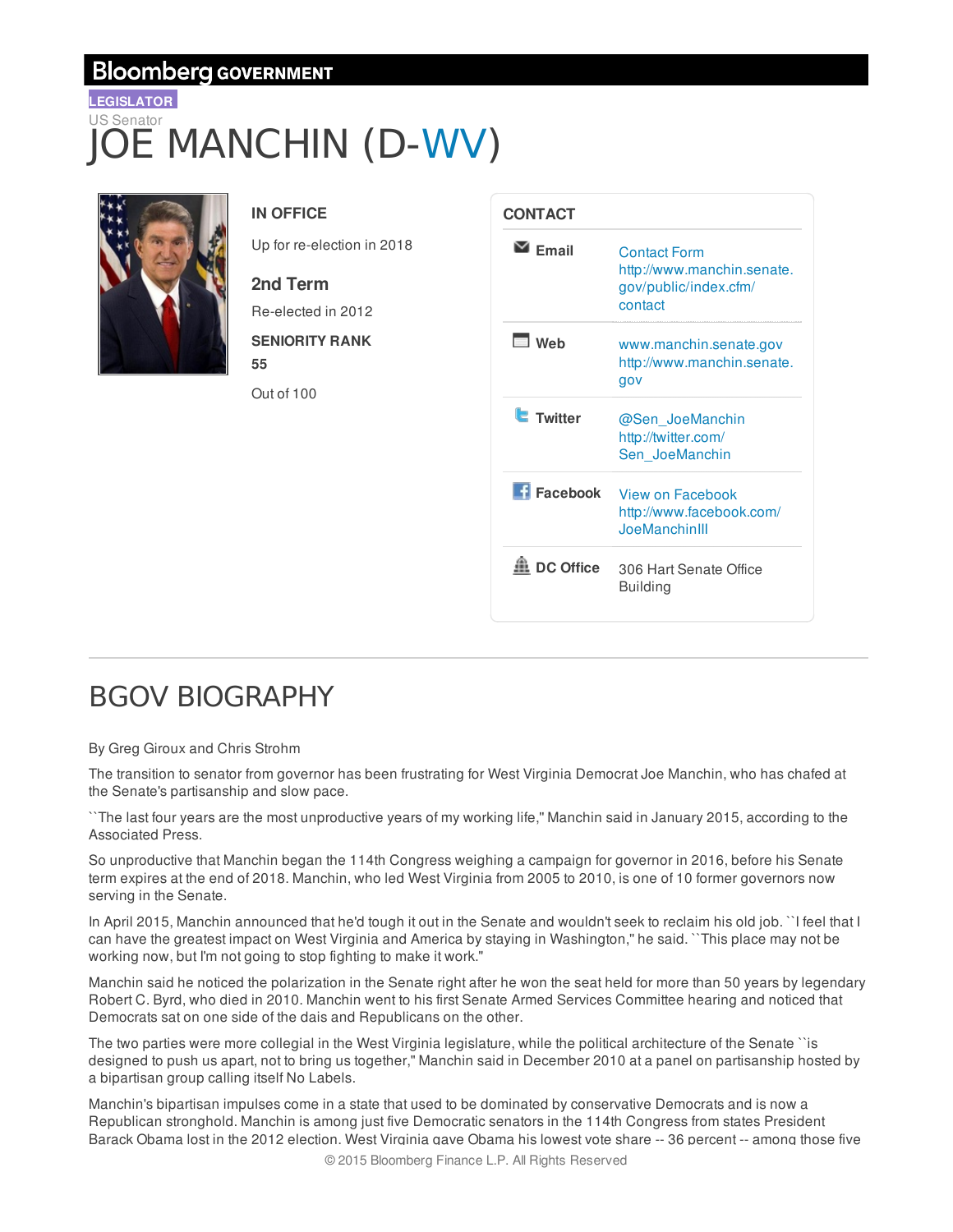Bloomberg GOVERNMENT

LEGISLATOR

US Senator

# JOE MANCHIN (D-WV)

### IN OFFICE

Up for re-election in 2018

### 2nd Term

Re-elected in 2012

**SENIORITY RANK**

**55**

Out of 100

### CONTACT

| | |
|---|---|
| **Email** | Contact Form http://www.manchin.senate.gov/public/index.cfm/contact |
| **Web** | www.manchin.senate.gov http://www.manchin.senate.gov |
| **Twitter** | @Sen_JoeManchin http://twitter.com/Sen_JoeManchin |
| **Facebook** | View on Facebook http://www.facebook.com/JoeManchinIII |
| **DC Office** | 306 Hart Senate Office Building |

## BGOV BIOGRAPHY

By Greg Giroux and Chris Strohm

The transition to senator from governor has been frustrating for West Virginia Democrat Joe Manchin, who has chafed at the Senate's partisanship and slow pace.

``The last four years are the most unproductive years of my working life,'' Manchin said in January 2015, according to the Associated Press.

So unproductive that Manchin began the 114th Congress weighing a campaign for governor in 2016, before his Senate term expires at the end of 2018. Manchin, who led West Virginia from 2005 to 2010, is one of 10 former governors now serving in the Senate.

In April 2015, Manchin announced that he'd tough it out in the Senate and wouldn't seek to reclaim his old job. ``I feel that I can have the greatest impact on West Virginia and America by staying in Washington,'' he said. ``This place may not be working now, but I'm not going to stop fighting to make it work.''

Manchin said he noticed the polarization in the Senate right after he won the seat held for more than 50 years by legendary Robert C. Byrd, who died in 2010. Manchin went to his first Senate Armed Services Committee hearing and noticed that Democrats sat on one side of the dais and Republicans on the other.

The two parties were more collegial in the West Virginia legislature, while the political architecture of the Senate ``is designed to push us apart, not to bring us together,'' Manchin said in December 2010 at a panel on partisanship hosted by a bipartisan group calling itself No Labels.

Manchin's bipartisan impulses come in a state that used to be dominated by conservative Democrats and is now a Republican stronghold. Manchin is among just five Democratic senators in the 114th Congress from states President Barack Obama lost in the 2012 election. West Virginia gave Obama his lowest vote share -- 36 percent -- among those five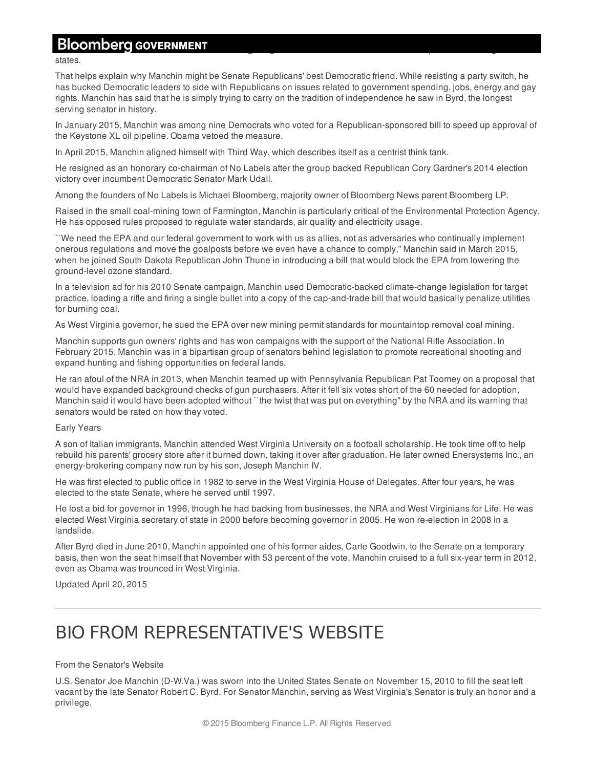states.

That helps explain why Manchin might be Senate Republicans' best Democratic friend. While resisting a party switch, he has bucked Democratic leaders to side with Republicans on issues related to government spending, jobs, energy and gay rights. Manchin has said that he is simply trying to carry on the tradition of independence he saw in Byrd, the longest serving senator in history.

In January 2015, Manchin was among nine Democrats who voted for a Republican-sponsored bill to speed up approval of the Keystone XL oil pipeline. Obama vetoed the measure.

In April 2015, Manchin aligned himself with Third Way, which describes itself as a centrist think tank.

He resigned as an honorary co-chairman of No Labels after the group backed Republican Cory Gardner's 2014 election victory over incumbent Democratic Senator Mark Udall.

Among the founders of No Labels is Michael Bloomberg, majority owner of Bloomberg News parent Bloomberg LP.

Raised in the small coal-mining town of Farmington, Manchin is particularly critical of the Environmental Protection Agency. He has opposed rules proposed to regulate water standards, air quality and electricity usage.

``We need the EPA and our federal government to work with us as allies, not as adversaries who continually implement onerous regulations and move the goalposts before we even have a chance to comply,'' Manchin said in March 2015, when he joined South Dakota Republican John Thune in introducing a bill that would block the EPA from lowering the ground-level ozone standard.

In a television ad for his 2010 Senate campaign, Manchin used Democratic-backed climate-change legislation for target practice, loading a rifle and firing a single bullet into a copy of the cap-and-trade bill that would basically penalize utilities for burning coal.

As West Virginia governor, he sued the EPA over new mining permit standards for mountaintop removal coal mining.

Manchin supports gun owners' rights and has won campaigns with the support of the National Rifle Association. In February 2015, Manchin was in a bipartisan group of senators behind legislation to promote recreational shooting and expand hunting and fishing opportunities on federal lands.

He ran afoul of the NRA in 2013, when Manchin teamed up with Pennsylvania Republican Pat Toomey on a proposal that would have expanded background checks of gun purchasers. After it fell six votes short of the 60 needed for adoption, Manchin said it would have been adopted without ``the twist that was put on everything'' by the NRA and its warning that senators would be rated on how they voted.

Early Years

A son of Italian immigrants, Manchin attended West Virginia University on a football scholarship. He took time off to help rebuild his parents' grocery store after it burned down, taking it over after graduation. He later owned Enersystems Inc., an energy-brokering company now run by his son, Joseph Manchin IV.

He was first elected to public office in 1982 to serve in the West Virginia House of Delegates. After four years, he was elected to the state Senate, where he served until 1997.

He lost a bid for governor in 1996, though he had backing from businesses, the NRA and West Virginians for Life. He was elected West Virginia secretary of state in 2000 before becoming governor in 2005. He won re-election in 2008 in a landslide.

After Byrd died in June 2010, Manchin appointed one of his former aides, Carte Goodwin, to the Senate on a temporary basis, then won the seat himself that November with 53 percent of the vote. Manchin cruised to a full six-year term in 2012, even as Obama was trounced in West Virginia.

Updated April 20, 2015

---

# BIO FROM REPRESENTATIVE'S WEBSITE

From the Senator's Website

U.S. Senator Joe Manchin (D-W.Va.) was sworn into the United States Senate on November 15, 2010 to fill the seat left vacant by the late Senator Robert C. Byrd. For Senator Manchin, serving as West Virginia's Senator is truly an honor and a privilege.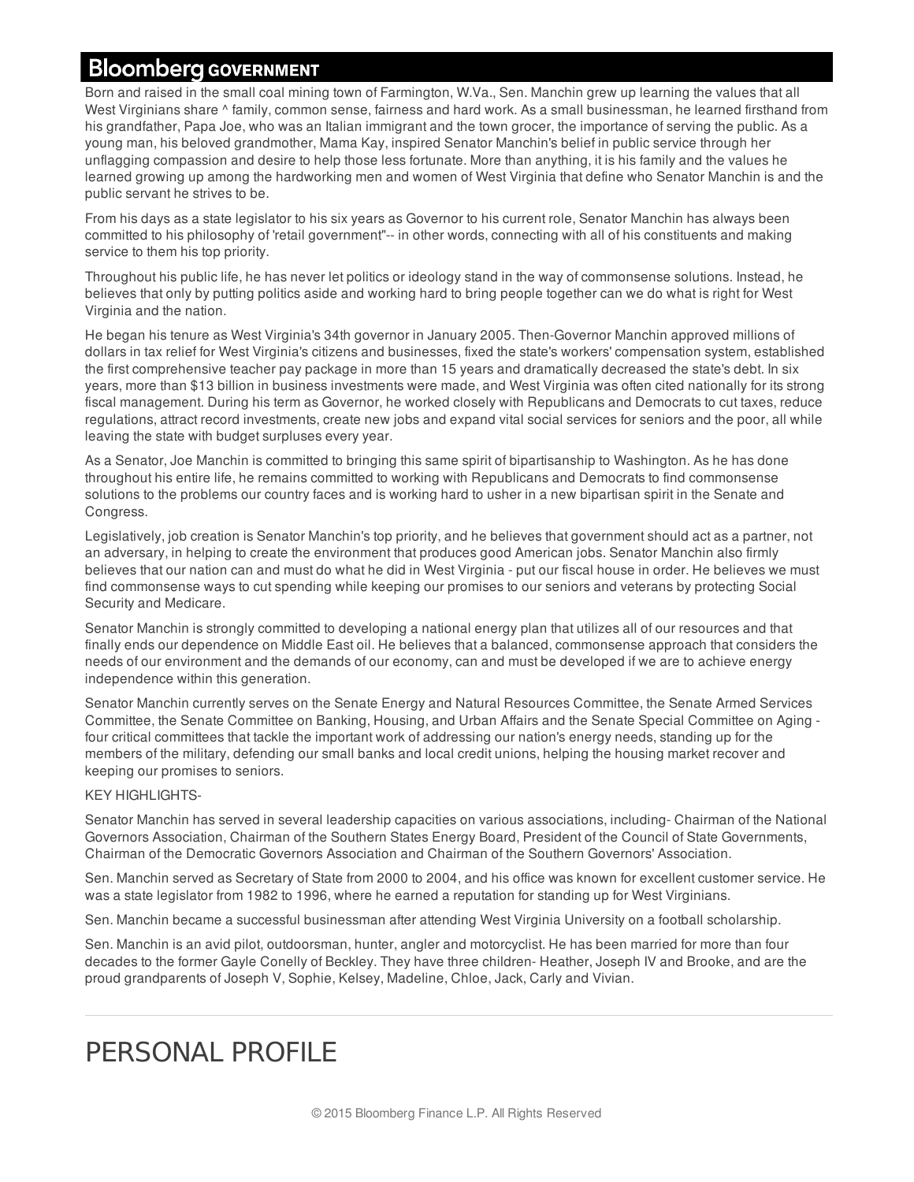Born and raised in the small coal mining town of Farmington, W.Va., Sen. Manchin grew up learning the values that all West Virginians share ^ family, common sense, fairness and hard work. As a small businessman, he learned firsthand from his grandfather, Papa Joe, who was an Italian immigrant and the town grocer, the importance of serving the public. As a young man, his beloved grandmother, Mama Kay, inspired Senator Manchin's belief in public service through her unflagging compassion and desire to help those less fortunate. More than anything, it is his family and the values he learned growing up among the hardworking men and women of West Virginia that define who Senator Manchin is and the public servant he strives to be.

From his days as a state legislator to his six years as Governor to his current role, Senator Manchin has always been committed to his philosophy of 'retail government"-- in other words, connecting with all of his constituents and making service to them his top priority.

Throughout his public life, he has never let politics or ideology stand in the way of commonsense solutions. Instead, he believes that only by putting politics aside and working hard to bring people together can we do what is right for West Virginia and the nation.

He began his tenure as West Virginia's 34th governor in January 2005. Then-Governor Manchin approved millions of dollars in tax relief for West Virginia's citizens and businesses, fixed the state's workers' compensation system, established the first comprehensive teacher pay package in more than 15 years and dramatically decreased the state's debt. In six years, more than $13 billion in business investments were made, and West Virginia was often cited nationally for its strong fiscal management. During his term as Governor, he worked closely with Republicans and Democrats to cut taxes, reduce regulations, attract record investments, create new jobs and expand vital social services for seniors and the poor, all while leaving the state with budget surpluses every year.

As a Senator, Joe Manchin is committed to bringing this same spirit of bipartisanship to Washington. As he has done throughout his entire life, he remains committed to working with Republicans and Democrats to find commonsense solutions to the problems our country faces and is working hard to usher in a new bipartisan spirit in the Senate and Congress.

Legislatively, job creation is Senator Manchin's top priority, and he believes that government should act as a partner, not an adversary, in helping to create the environment that produces good American jobs. Senator Manchin also firmly believes that our nation can and must do what he did in West Virginia - put our fiscal house in order. He believes we must find commonsense ways to cut spending while keeping our promises to our seniors and veterans by protecting Social Security and Medicare.

Senator Manchin is strongly committed to developing a national energy plan that utilizes all of our resources and that finally ends our dependence on Middle East oil. He believes that a balanced, commonsense approach that considers the needs of our environment and the demands of our economy, can and must be developed if we are to achieve energy independence within this generation.

Senator Manchin currently serves on the Senate Energy and Natural Resources Committee, the Senate Armed Services Committee, the Senate Committee on Banking, Housing, and Urban Affairs and the Senate Special Committee on Aging - four critical committees that tackle the important work of addressing our nation's energy needs, standing up for the members of the military, defending our small banks and local credit unions, helping the housing market recover and keeping our promises to seniors.

KEY HIGHLIGHTS-

Senator Manchin has served in several leadership capacities on various associations, including- Chairman of the National Governors Association, Chairman of the Southern States Energy Board, President of the Council of State Governments, Chairman of the Democratic Governors Association and Chairman of the Southern Governors' Association.

Sen. Manchin served as Secretary of State from 2000 to 2004, and his office was known for excellent customer service. He was a state legislator from 1982 to 1996, where he earned a reputation for standing up for West Virginians.

Sen. Manchin became a successful businessman after attending West Virginia University on a football scholarship.

Sen. Manchin is an avid pilot, outdoorsman, hunter, angler and motorcyclist. He has been married for more than four decades to the former Gayle Conelly of Beckley. They have three children- Heather, Joseph IV and Brooke, and are the proud grandparents of Joseph V, Sophie, Kelsey, Madeline, Chloe, Jack, Carly and Vivian.

---

# PERSONAL PROFILE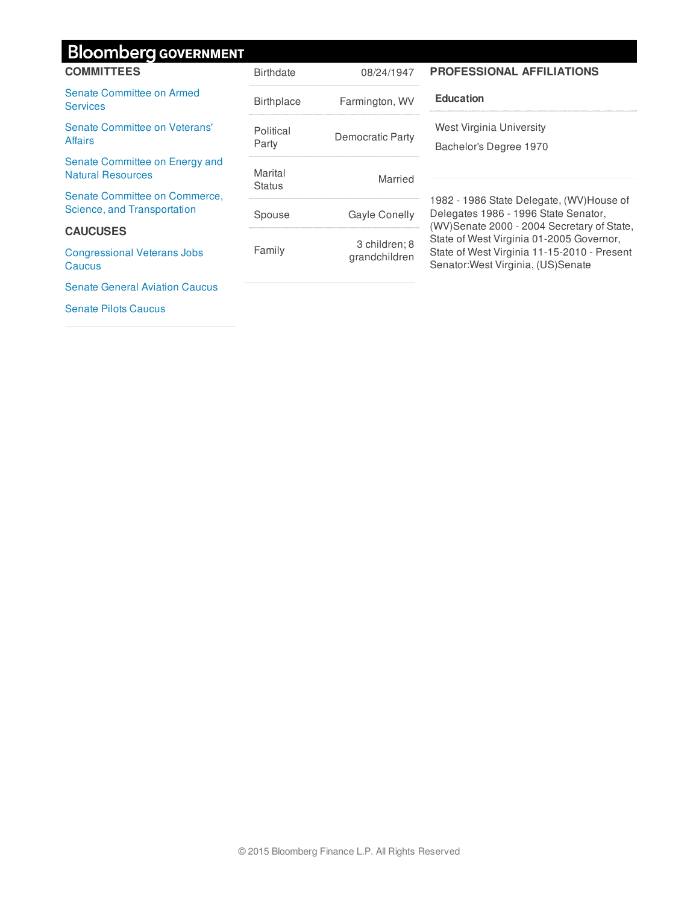Bloomberg GOVERNMENT

## COMMITTEES

Senate Committee on Armed Services

Senate Committee on Veterans' Affairs

Senate Committee on Energy and Natural Resources

Senate Committee on Commerce, Science, and Transportation

## CAUCUSES

Congressional Veterans Jobs Caucus

Senate General Aviation Caucus

Senate Pilots Caucus

| | |
|---|---|
| Birthdate | 08/24/1947 |
| Birthplace | Farmington, WV |
| Political Party | Democratic Party |
| Marital Status | Married |
| Spouse | Gayle Conelly |
| Family | 3 children; 8 grandchildren |

## PROFESSIONAL AFFILIATIONS

### Education

West Virginia University

Bachelor's Degree 1970

1982 - 1986 State Delegate, (WV)House of Delegates 1986 - 1996 State Senator, (WV)Senate 2000 - 2004 Secretary of State, State of West Virginia 01-2005 Governor, State of West Virginia 11-15-2010 - Present Senator:West Virginia, (US)Senate

© 2015 Bloomberg Finance L.P. All Rights Reserved